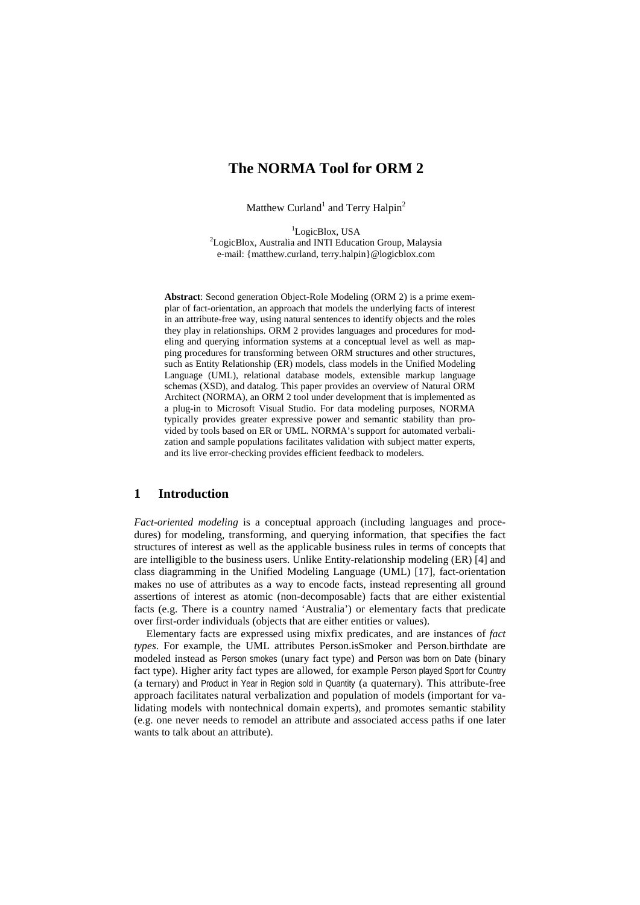# The NORMA Tool for ORM 2

Matthew Curland[1] and Terry Halpin[2]

[1]LogicBlox, USA
[2]LogicBlox, Australia and INTI Education Group, Malaysia
e-mail: {matthew.curland, terry.halpin}@logicblox.com

**Abstract**: Second generation Object-Role Modeling (ORM 2) is a prime exemplar of fact-orientation, an approach that models the underlying facts of interest in an attribute-free way, using natural sentences to identify objects and the roles they play in relationships. ORM 2 provides languages and procedures for modeling and querying information systems at a conceptual level as well as mapping procedures for transforming between ORM structures and other structures, such as Entity Relationship (ER) models, class models in the Unified Modeling Language (UML), relational database models, extensible markup language schemas (XSD), and datalog. This paper provides an overview of Natural ORM Architect (NORMA), an ORM 2 tool under development that is implemented as a plug-in to Microsoft Visual Studio. For data modeling purposes, NORMA typically provides greater expressive power and semantic stability than provided by tools based on ER or UML. NORMA's support for automated verbalization and sample populations facilitates validation with subject matter experts, and its live error-checking provides efficient feedback to modelers.

## 1 Introduction

*Fact-oriented modeling* is a conceptual approach (including languages and procedures) for modeling, transforming, and querying information, that specifies the fact structures of interest as well as the applicable business rules in terms of concepts that are intelligible to the business users. Unlike Entity-relationship modeling (ER) [4] and class diagramming in the Unified Modeling Language (UML) [17], fact-orientation makes no use of attributes as a way to encode facts, instead representing all ground assertions of interest as atomic (non-decomposable) facts that are either existential facts (e.g. There is a country named 'Australia') or elementary facts that predicate over first-order individuals (objects that are either entities or values).

Elementary facts are expressed using mixfix predicates, and are instances of *fact types*. For example, the UML attributes Person.isSmoker and Person.birthdate are modeled instead as Person smokes (unary fact type) and Person was born on Date (binary fact type). Higher arity fact types are allowed, for example Person played Sport for Country (a ternary) and Product in Year in Region sold in Quantity (a quaternary). This attribute-free approach facilitates natural verbalization and population of models (important for validating models with nontechnical domain experts), and promotes semantic stability (e.g. one never needs to remodel an attribute and associated access paths if one later wants to talk about an attribute).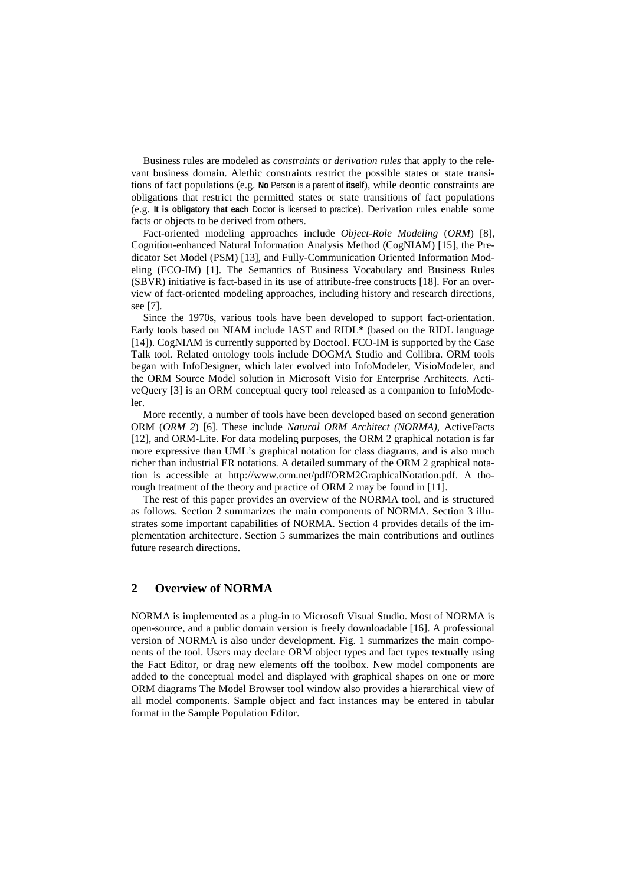Business rules are modeled as *constraints* or *derivation rules* that apply to the relevant business domain. Alethic constraints restrict the possible states or state transitions of fact populations (e.g. **No** Person is a parent of **itself**), while deontic constraints are obligations that restrict the permitted states or state transitions of fact populations (e.g. **It is obligatory that each** Doctor is licensed to practice). Derivation rules enable some facts or objects to be derived from others.

Fact-oriented modeling approaches include *Object-Role Modeling* (*ORM*) [8], Cognition-enhanced Natural Information Analysis Method (CogNIAM) [15], the Predicator Set Model (PSM) [13], and Fully-Communication Oriented Information Modeling (FCO-IM) [1]. The Semantics of Business Vocabulary and Business Rules (SBVR) initiative is fact-based in its use of attribute-free constructs [18]. For an overview of fact-oriented modeling approaches, including history and research directions, see [7].

Since the 1970s, various tools have been developed to support fact-orientation. Early tools based on NIAM include IAST and RIDL* (based on the RIDL language [14]). CogNIAM is currently supported by Doctool. FCO-IM is supported by the Case Talk tool. Related ontology tools include DOGMA Studio and Collibra. ORM tools began with InfoDesigner, which later evolved into InfoModeler, VisioModeler, and the ORM Source Model solution in Microsoft Visio for Enterprise Architects. ActiveQuery [3] is an ORM conceptual query tool released as a companion to InfoModeler.

More recently, a number of tools have been developed based on second generation ORM (*ORM 2*) [6]. These include *Natural ORM Architect (NORMA)*, ActiveFacts [12], and ORM-Lite. For data modeling purposes, the ORM 2 graphical notation is far more expressive than UML's graphical notation for class diagrams, and is also much richer than industrial ER notations. A detailed summary of the ORM 2 graphical notation is accessible at http://www.orm.net/pdf/ORM2GraphicalNotation.pdf. A thorough treatment of the theory and practice of ORM 2 may be found in [11].

The rest of this paper provides an overview of the NORMA tool, and is structured as follows. Section 2 summarizes the main components of NORMA. Section 3 illustrates some important capabilities of NORMA. Section 4 provides details of the implementation architecture. Section 5 summarizes the main contributions and outlines future research directions.

## 2 Overview of NORMA

NORMA is implemented as a plug-in to Microsoft Visual Studio. Most of NORMA is open-source, and a public domain version is freely downloadable [16]. A professional version of NORMA is also under development. Fig. 1 summarizes the main components of the tool. Users may declare ORM object types and fact types textually using the Fact Editor, or drag new elements off the toolbox. New model components are added to the conceptual model and displayed with graphical shapes on one or more ORM diagrams The Model Browser tool window also provides a hierarchical view of all model components. Sample object and fact instances may be entered in tabular format in the Sample Population Editor.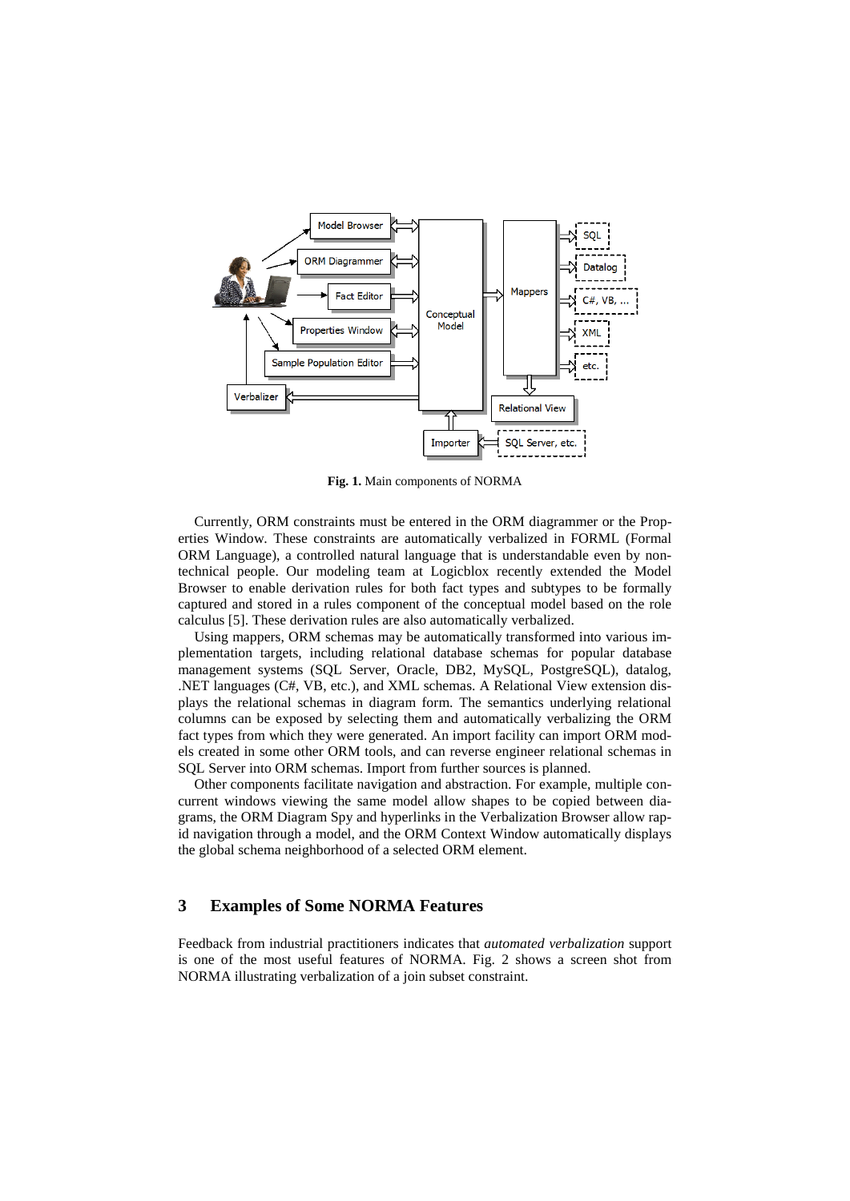**Fig. 1.** Main components of NORMA

Currently, ORM constraints must be entered in the ORM diagrammer or the Properties Window. These constraints are automatically verbalized in FORML (Formal ORM Language), a controlled natural language that is understandable even by non-technical people. Our modeling team at Logicblox recently extended the Model Browser to enable derivation rules for both fact types and subtypes to be formally captured and stored in a rules component of the conceptual model based on the role calculus [5]. These derivation rules are also automatically verbalized.

Using mappers, ORM schemas may be automatically transformed into various implementation targets, including relational database schemas for popular database management systems (SQL Server, Oracle, DB2, MySQL, PostgreSQL), datalog, .NET languages (C#, VB, etc.), and XML schemas. A Relational View extension displays the relational schemas in diagram form. The semantics underlying relational columns can be exposed by selecting them and automatically verbalizing the ORM fact types from which they were generated. An import facility can import ORM models created in some other ORM tools, and can reverse engineer relational schemas in SQL Server into ORM schemas. Import from further sources is planned.

Other components facilitate navigation and abstraction. For example, multiple concurrent windows viewing the same model allow shapes to be copied between diagrams, the ORM Diagram Spy and hyperlinks in the Verbalization Browser allow rapid navigation through a model, and the ORM Context Window automatically displays the global schema neighborhood of a selected ORM element.

## 3 Examples of Some NORMA Features

Feedback from industrial practitioners indicates that *automated verbalization* support is one of the most useful features of NORMA. Fig. 2 shows a screen shot from NORMA illustrating verbalization of a join subset constraint.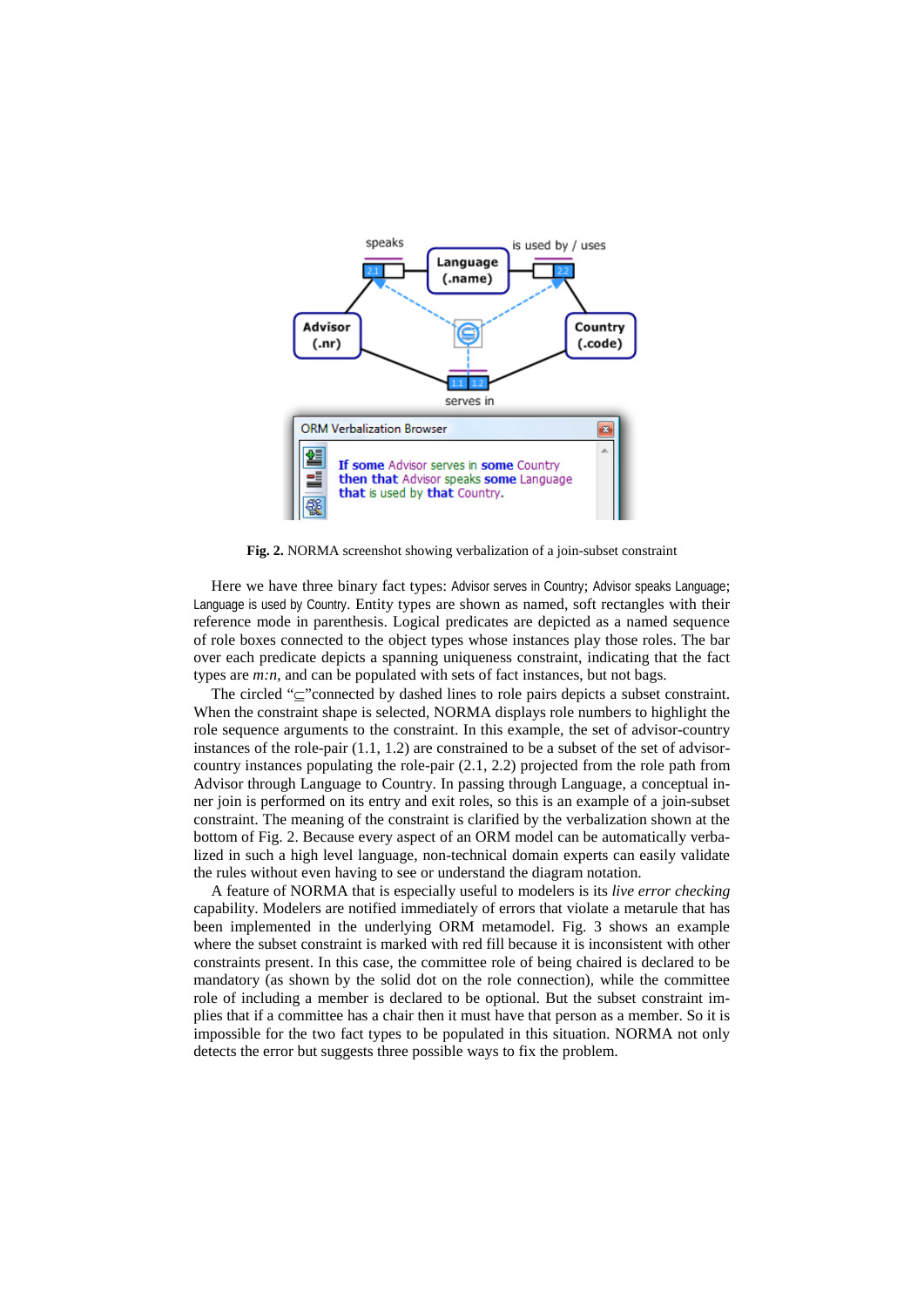**Fig. 2.** NORMA screenshot showing verbalization of a join-subset constraint

Here we have three binary fact types: Advisor serves in Country; Advisor speaks Language; Language is used by Country. Entity types are shown as named, soft rectangles with their reference mode in parenthesis. Logical predicates are depicted as a named sequence of role boxes connected to the object types whose instances play those roles. The bar over each predicate depicts a spanning uniqueness constraint, indicating that the fact types are *m:n*, and can be populated with sets of fact instances, but not bags.

The circled "⊆"connected by dashed lines to role pairs depicts a subset constraint. When the constraint shape is selected, NORMA displays role numbers to highlight the role sequence arguments to the constraint. In this example, the set of advisor-country instances of the role-pair (1.1, 1.2) are constrained to be a subset of the set of advisor-country instances populating the role-pair (2.1, 2.2) projected from the role path from Advisor through Language to Country. In passing through Language, a conceptual inner join is performed on its entry and exit roles, so this is an example of a join-subset constraint. The meaning of the constraint is clarified by the verbalization shown at the bottom of Fig. 2. Because every aspect of an ORM model can be automatically verbalized in such a high level language, non-technical domain experts can easily validate the rules without even having to see or understand the diagram notation.

A feature of NORMA that is especially useful to modelers is its *live error checking* capability. Modelers are notified immediately of errors that violate a metarule that has been implemented in the underlying ORM metamodel. Fig. 3 shows an example where the subset constraint is marked with red fill because it is inconsistent with other constraints present. In this case, the committee role of being chaired is declared to be mandatory (as shown by the solid dot on the role connection), while the committee role of including a member is declared to be optional. But the subset constraint implies that if a committee has a chair then it must have that person as a member. So it is impossible for the two fact types to be populated in this situation. NORMA not only detects the error but suggests three possible ways to fix the problem.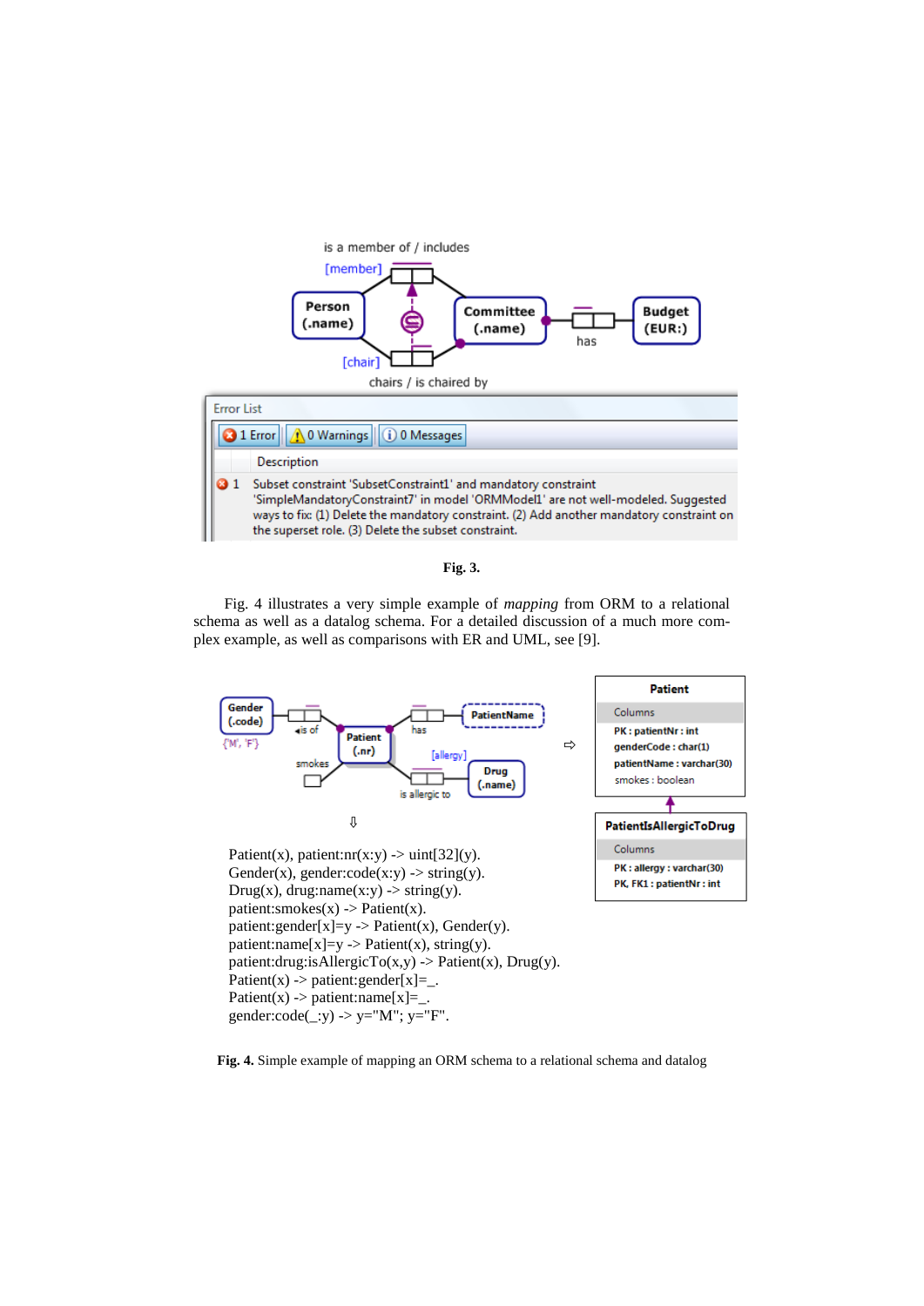is a member of / includes

[member]

Person (.name)

Committee (.name)

Budget (EUR:)

has

[chair]

chairs / is chaired by

Error List

1 Error | 0 Warnings | 0 Messages

Description

1 Subset constraint 'SubsetConstraint1' and mandatory constraint 'SimpleMandatoryConstraint7' in model 'ORMModel1' are not well-modeled. Suggested ways to fix: (1) Delete the mandatory constraint. (2) Add another mandatory constraint on the superset role. (3) Delete the subset constraint.

**Fig. 3.**

Fig. 4 illustrates a very simple example of *mapping* from ORM to a relational schema as well as a datalog schema. For a detailed discussion of a much more complex example, as well as comparisons with ER and UML, see [9].

Gender (.code) {'M', 'F'} — is of — Patient (.nr) — has — PatientName

smokes

[allergy] is allergic to — Drug (.name)

⇨

**Patient**

Columns

PK : patientNr : int

genderCode : char(1)

patientName : varchar(30)

smokes : boolean

**PatientIsAllergicToDrug**

Columns

PK : allergy : varchar(30)

PK, FK1 : patientNr : int

⇩

```
Patient(x), patient:nr(x:y) -> uint[32](y).
Gender(x), gender:code(x:y) -> string(y).
Drug(x), drug:name(x:y) -> string(y).
patient:smokes(x) -> Patient(x).
patient:gender[x]=y -> Patient(x), Gender(y).
patient:name[x]=y -> Patient(x), string(y).
patient:drug:isAllergicTo(x,y) -> Patient(x), Drug(y).
Patient(x) -> patient:gender[x]=_.
Patient(x) -> patient:name[x]=_.
gender:code(_:y) -> y="M"; y="F".
```

**Fig. 4.** Simple example of mapping an ORM schema to a relational schema and datalog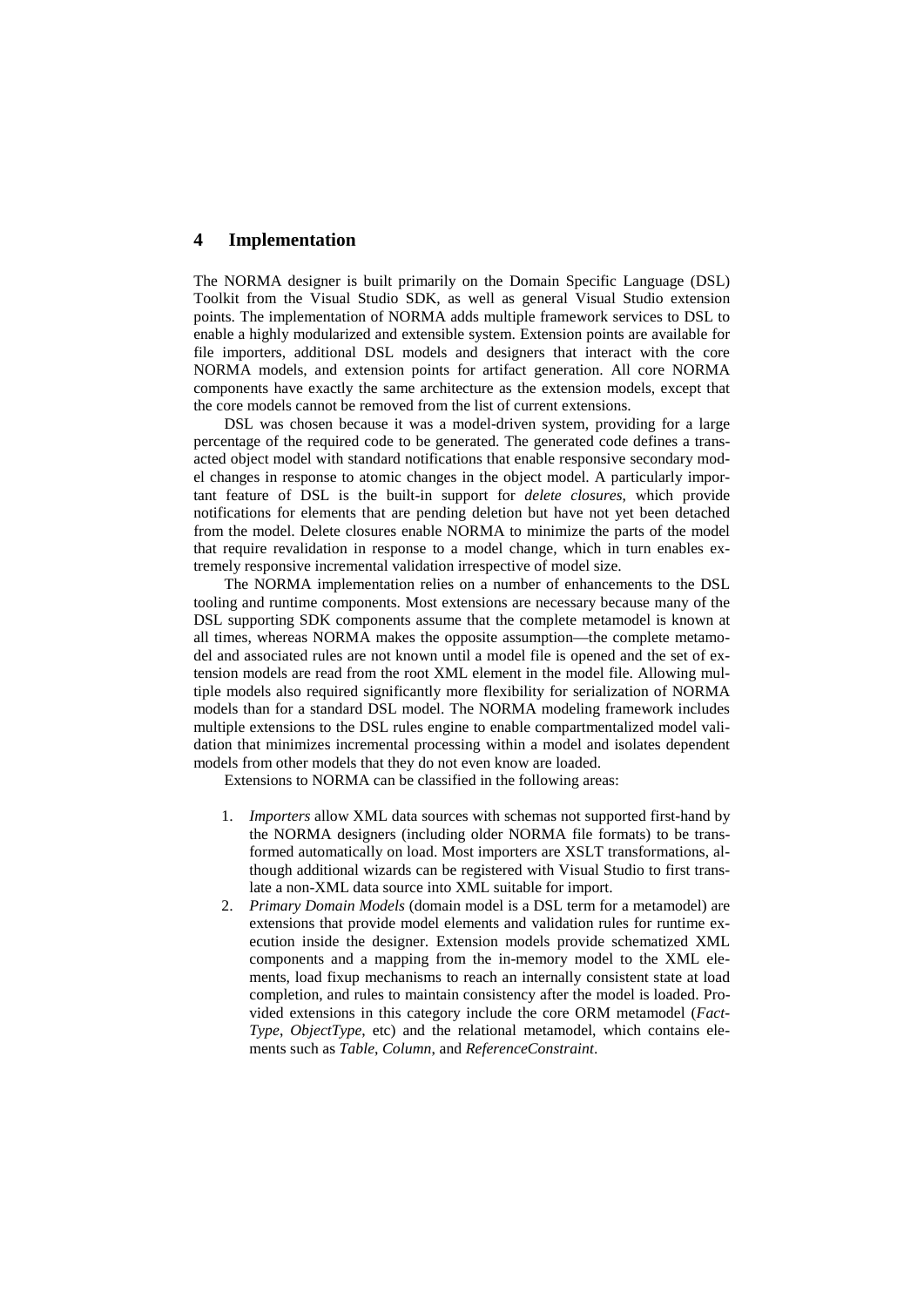## 4 Implementation

The NORMA designer is built primarily on the Domain Specific Language (DSL) Toolkit from the Visual Studio SDK, as well as general Visual Studio extension points. The implementation of NORMA adds multiple framework services to DSL to enable a highly modularized and extensible system. Extension points are available for file importers, additional DSL models and designers that interact with the core NORMA models, and extension points for artifact generation. All core NORMA components have exactly the same architecture as the extension models, except that the core models cannot be removed from the list of current extensions.

DSL was chosen because it was a model-driven system, providing for a large percentage of the required code to be generated. The generated code defines a transacted object model with standard notifications that enable responsive secondary model changes in response to atomic changes in the object model. A particularly important feature of DSL is the built-in support for *delete closures*, which provide notifications for elements that are pending deletion but have not yet been detached from the model. Delete closures enable NORMA to minimize the parts of the model that require revalidation in response to a model change, which in turn enables extremely responsive incremental validation irrespective of model size.

The NORMA implementation relies on a number of enhancements to the DSL tooling and runtime components. Most extensions are necessary because many of the DSL supporting SDK components assume that the complete metamodel is known at all times, whereas NORMA makes the opposite assumption—the complete metamodel and associated rules are not known until a model file is opened and the set of extension models are read from the root XML element in the model file. Allowing multiple models also required significantly more flexibility for serialization of NORMA models than for a standard DSL model. The NORMA modeling framework includes multiple extensions to the DSL rules engine to enable compartmentalized model validation that minimizes incremental processing within a model and isolates dependent models from other models that they do not even know are loaded.

Extensions to NORMA can be classified in the following areas:

1. *Importers* allow XML data sources with schemas not supported first-hand by the NORMA designers (including older NORMA file formats) to be transformed automatically on load. Most importers are XSLT transformations, although additional wizards can be registered with Visual Studio to first translate a non-XML data source into XML suitable for import.
2. *Primary Domain Models* (domain model is a DSL term for a metamodel) are extensions that provide model elements and validation rules for runtime execution inside the designer. Extension models provide schematized XML components and a mapping from the in-memory model to the XML elements, load fixup mechanisms to reach an internally consistent state at load completion, and rules to maintain consistency after the model is loaded. Provided extensions in this category include the core ORM metamodel (*FactType*, *ObjectType*, etc) and the relational metamodel, which contains elements such as *Table*, *Column*, and *ReferenceConstraint*.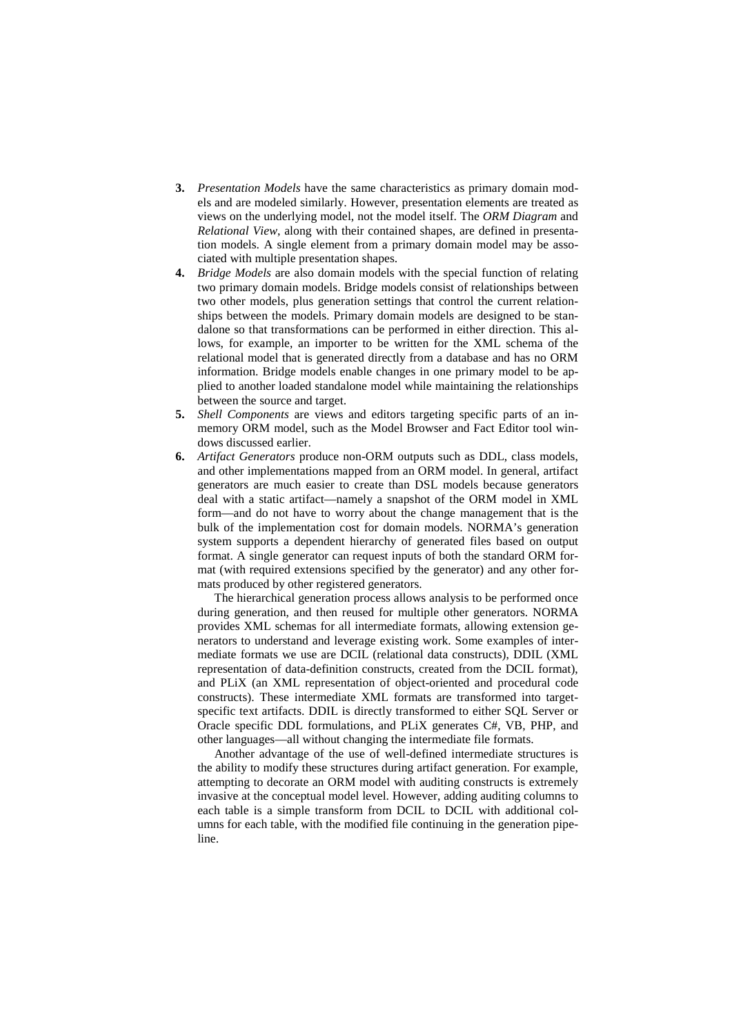3. *Presentation Models* have the same characteristics as primary domain models and are modeled similarly. However, presentation elements are treated as views on the underlying model, not the model itself. The *ORM Diagram* and *Relational View*, along with their contained shapes, are defined in presentation models. A single element from a primary domain model may be associated with multiple presentation shapes.
4. *Bridge Models* are also domain models with the special function of relating two primary domain models. Bridge models consist of relationships between two other models, plus generation settings that control the current relationships between the models. Primary domain models are designed to be standalone so that transformations can be performed in either direction. This allows, for example, an importer to be written for the XML schema of the relational model that is generated directly from a database and has no ORM information. Bridge models enable changes in one primary model to be applied to another loaded standalone model while maintaining the relationships between the source and target.
5. *Shell Components* are views and editors targeting specific parts of an in-memory ORM model, such as the Model Browser and Fact Editor tool windows discussed earlier.
6. *Artifact Generators* produce non-ORM outputs such as DDL, class models, and other implementations mapped from an ORM model. In general, artifact generators are much easier to create than DSL models because generators deal with a static artifact—namely a snapshot of the ORM model in XML form—and do not have to worry about the change management that is the bulk of the implementation cost for domain models. NORMA's generation system supports a dependent hierarchy of generated files based on output format. A single generator can request inputs of both the standard ORM format (with required extensions specified by the generator) and any other formats produced by other registered generators.

   The hierarchical generation process allows analysis to be performed once during generation, and then reused for multiple other generators. NORMA provides XML schemas for all intermediate formats, allowing extension generators to understand and leverage existing work. Some examples of intermediate formats we use are DCIL (relational data constructs), DDIL (XML representation of data-definition constructs, created from the DCIL format), and PLiX (an XML representation of object-oriented and procedural code constructs). These intermediate XML formats are transformed into target-specific text artifacts. DDIL is directly transformed to either SQL Server or Oracle specific DDL formulations, and PLiX generates C#, VB, PHP, and other languages—all without changing the intermediate file formats.

   Another advantage of the use of well-defined intermediate structures is the ability to modify these structures during artifact generation. For example, attempting to decorate an ORM model with auditing constructs is extremely invasive at the conceptual model level. However, adding auditing columns to each table is a simple transform from DCIL to DCIL with additional columns for each table, with the modified file continuing in the generation pipeline.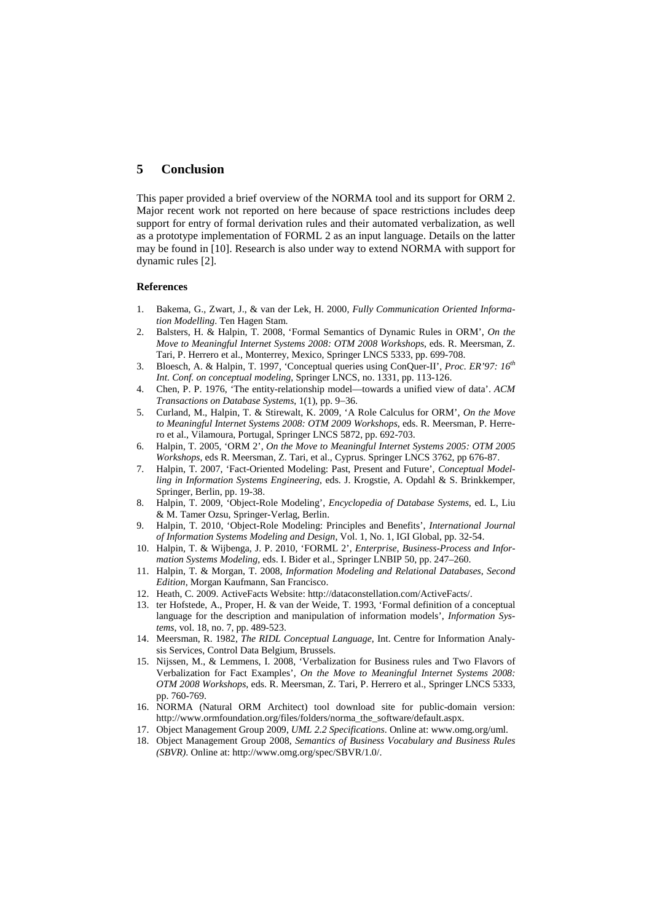## 5 Conclusion

This paper provided a brief overview of the NORMA tool and its support for ORM 2. Major recent work not reported on here because of space restrictions includes deep support for entry of formal derivation rules and their automated verbalization, as well as a prototype implementation of FORML 2 as an input language. Details on the latter may be found in [10]. Research is also under way to extend NORMA with support for dynamic rules [2].

### References

1. Bakema, G., Zwart, J., & van der Lek, H. 2000, *Fully Communication Oriented Information Modelling*. Ten Hagen Stam.
2. Balsters, H. & Halpin, T. 2008, 'Formal Semantics of Dynamic Rules in ORM', *On the Move to Meaningful Internet Systems 2008: OTM 2008 Workshops*, eds. R. Meersman, Z. Tari, P. Herrero et al., Monterrey, Mexico, Springer LNCS 5333, pp. 699-708.
3. Bloesch, A. & Halpin, T. 1997, 'Conceptual queries using ConQuer-II', *Proc. ER'97: 16th Int. Conf. on conceptual modeling*, Springer LNCS, no. 1331, pp. 113-126.
4. Chen, P. P. 1976, 'The entity-relationship model—towards a unified view of data'. *ACM Transactions on Database Systems*, 1(1), pp. 9–36.
5. Curland, M., Halpin, T. & Stirewalt, K. 2009, 'A Role Calculus for ORM', *On the Move to Meaningful Internet Systems 2008: OTM 2009 Workshops*, eds. R. Meersman, P. Herrero et al., Vilamoura, Portugal, Springer LNCS 5872, pp. 692-703.
6. Halpin, T. 2005, 'ORM 2', *On the Move to Meaningful Internet Systems 2005: OTM 2005 Workshops*, eds R. Meersman, Z. Tari, et al., Cyprus. Springer LNCS 3762, pp 676-87.
7. Halpin, T. 2007, 'Fact-Oriented Modeling: Past, Present and Future', *Conceptual Modelling in Information Systems Engineering*, eds. J. Krogstie, A. Opdahl & S. Brinkkemper, Springer, Berlin, pp. 19-38.
8. Halpin, T. 2009, 'Object-Role Modeling', *Encyclopedia of Database Systems*, ed. L, Liu & M. Tamer Ozsu, Springer-Verlag, Berlin.
9. Halpin, T. 2010, 'Object-Role Modeling: Principles and Benefits', *International Journal of Information Systems Modeling and Design*, Vol. 1, No. 1, IGI Global, pp. 32-54.
10. Halpin, T. & Wijbenga, J. P. 2010, 'FORML 2', *Enterprise, Business-Process and Information Systems Modeling*, eds. I. Bider et al., Springer LNBIP 50, pp. 247–260.
11. Halpin, T. & Morgan, T. 2008, *Information Modeling and Relational Databases, Second Edition*, Morgan Kaufmann, San Francisco.
12. Heath, C. 2009. ActiveFacts Website: http://dataconstellation.com/ActiveFacts/.
13. ter Hofstede, A., Proper, H. & van der Weide, T. 1993, 'Formal definition of a conceptual language for the description and manipulation of information models', *Information Systems*, vol. 18, no. 7, pp. 489-523.
14. Meersman, R. 1982, *The RIDL Conceptual Language*, Int. Centre for Information Analysis Services, Control Data Belgium, Brussels.
15. Nijssen, M., & Lemmens, I. 2008, 'Verbalization for Business rules and Two Flavors of Verbalization for Fact Examples', *On the Move to Meaningful Internet Systems 2008: OTM 2008 Workshops*, eds. R. Meersman, Z. Tari, P. Herrero et al., Springer LNCS 5333, pp. 760-769.
16. NORMA (Natural ORM Architect) tool download site for public-domain version: http://www.ormfoundation.org/files/folders/norma_the_software/default.aspx.
17. Object Management Group 2009, *UML 2.2 Specifications*. Online at: www.omg.org/uml.
18. Object Management Group 2008, *Semantics of Business Vocabulary and Business Rules (SBVR)*. Online at: http://www.omg.org/spec/SBVR/1.0/.